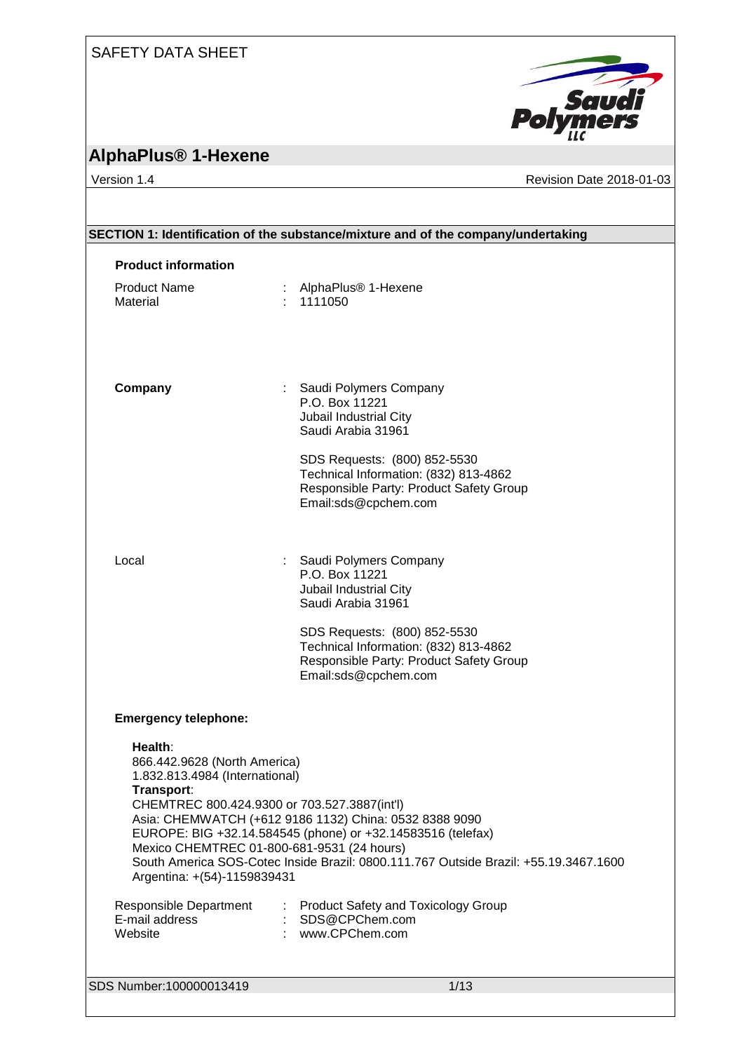SAFETY DATA SHEET

# AlphaPlus® 1-Hexene

Version 1.4 | Revision Date 2018-01-03

## SECTION 1: Identification of the substance/mixture and of the company/undertaking

### Product information

Product Name : AlphaPlus® 1-Hexene
Material : 1111050

**Company** : Saudi Polymers Company
P.O. Box 11221
Jubail Industrial City
Saudi Arabia 31961

SDS Requests: (800) 852-5530
Technical Information: (832) 813-4862
Responsible Party: Product Safety Group
Email:sds@cpchem.com

Local : Saudi Polymers Company
P.O. Box 11221
Jubail Industrial City
Saudi Arabia 31961

SDS Requests: (800) 852-5530
Technical Information: (832) 813-4862
Responsible Party: Product Safety Group
Email:sds@cpchem.com

**Emergency telephone:**

**Health**:
866.442.9628 (North America)
1.832.813.4984 (International)
**Transport**:
CHEMTREC 800.424.9300 or 703.527.3887(int'l)
Asia: CHEMWATCH (+612 9186 1132) China: 0532 8388 9090
EUROPE: BIG +32.14.584545 (phone) or +32.14583516 (telefax)
Mexico CHEMTREC 01-800-681-9531 (24 hours)
South America SOS-Cotec Inside Brazil: 0800.111.767 Outside Brazil: +55.19.3467.1600
Argentina: +(54)-1159839431

Responsible Department : Product Safety and Toxicology Group
E-mail address : SDS@CPChem.com
Website : www.CPChem.com

SDS Number:100000013419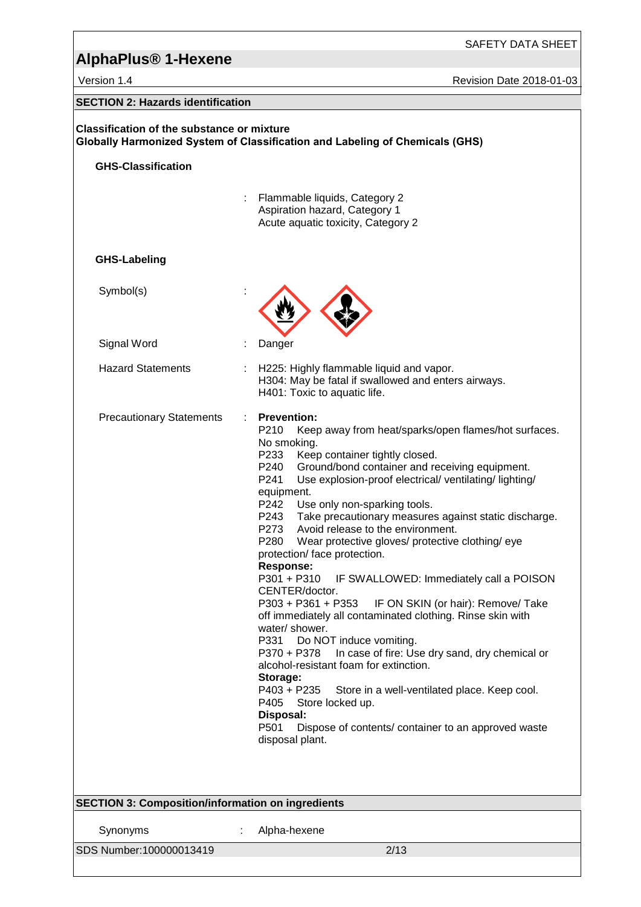## SECTION 2: Hazards identification

**Classification of the substance or mixture**
**Globally Harmonized System of Classification and Labeling of Chemicals (GHS)**

### GHS-Classification

: Flammable liquids, Category 2
Aspiration hazard, Category 1
Acute aquatic toxicity, Category 2

### GHS-Labeling

| | |
|---|---|
| Symbol(s) | : |
| Signal Word | : Danger |
| Hazard Statements | : H225: Highly flammable liquid and vapor.<br>H304: May be fatal if swallowed and enters airways.<br>H401: Toxic to aquatic life. |

Precautionary Statements :

**Prevention:**
P210 Keep away from heat/sparks/open flames/hot surfaces. No smoking.
P233 Keep container tightly closed.
P240 Ground/bond container and receiving equipment.
P241 Use explosion-proof electrical/ ventilating/ lighting/ equipment.
P242 Use only non-sparking tools.
P243 Take precautionary measures against static discharge.
P273 Avoid release to the environment.
P280 Wear protective gloves/ protective clothing/ eye protection/ face protection.

**Response:**
P301 + P310 IF SWALLOWED: Immediately call a POISON CENTER/doctor.
P303 + P361 + P353 IF ON SKIN (or hair): Remove/ Take off immediately all contaminated clothing. Rinse skin with water/ shower.
P331 Do NOT induce vomiting.
P370 + P378 In case of fire: Use dry sand, dry chemical or alcohol-resistant foam for extinction.

**Storage:**
P403 + P235 Store in a well-ventilated place. Keep cool.
P405 Store locked up.

**Disposal:**
P501 Dispose of contents/ container to an approved waste disposal plant.

## SECTION 3: Composition/information on ingredients

Synonyms : Alpha-hexene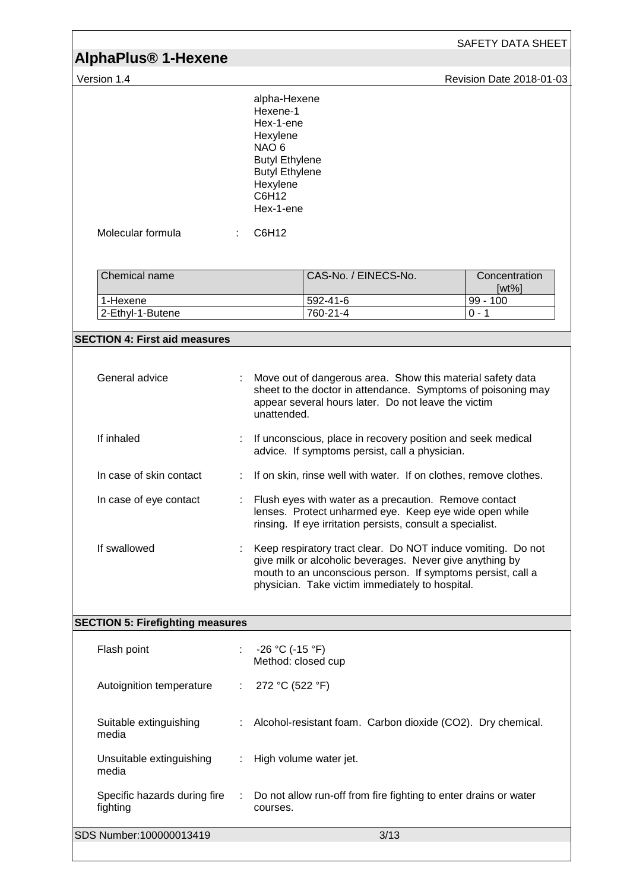alpha-Hexene
Hexene-1
Hex-1-ene
Hexylene
NAO 6
Butyl Ethylene
Butyl Ethylene
Hexylene
$C_6H_{12}$
Hex-1-ene

Molecular formula : $C_6H_{12}$

| Chemical name | CAS-No. / EINECS-No. | Concentration [wt%] |
|---|---|---|
| 1-Hexene | 592-41-6 | 99 - 100 |
| 2-Ethyl-1-Butene | 760-21-4 | 0 - 1 |

## SECTION 4: First aid measures

General advice : Move out of dangerous area. Show this material safety data sheet to the doctor in attendance. Symptoms of poisoning may appear several hours later. Do not leave the victim unattended.

If inhaled : If unconscious, place in recovery position and seek medical advice. If symptoms persist, call a physician.

In case of skin contact : If on skin, rinse well with water. If on clothes, remove clothes.

In case of eye contact : Flush eyes with water as a precaution. Remove contact lenses. Protect unharmed eye. Keep eye wide open while rinsing. If eye irritation persists, consult a specialist.

If swallowed : Keep respiratory tract clear. Do NOT induce vomiting. Do not give milk or alcoholic beverages. Never give anything by mouth to an unconscious person. If symptoms persist, call a physician. Take victim immediately to hospital.

## SECTION 5: Firefighting measures

Flash point : -26 °C (-15 °F)
Method: closed cup

Autoignition temperature : 272 °C (522 °F)

Suitable extinguishing media : Alcohol-resistant foam. Carbon dioxide ($CO_2$). Dry chemical.

Unsuitable extinguishing media : High volume water jet.

Specific hazards during fire fighting : Do not allow run-off from fire fighting to enter drains or water courses.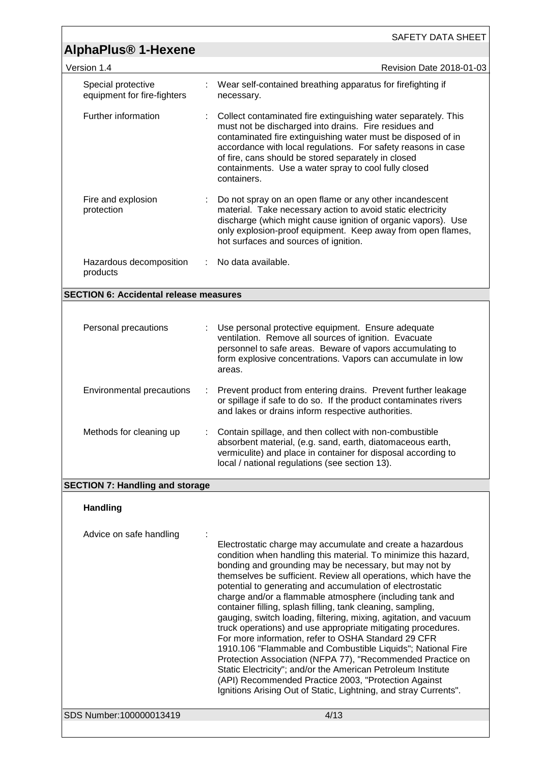| | | |
|---|---|---|
| Special protective equipment for fire-fighters | : | Wear self-contained breathing apparatus for firefighting if necessary. |
| Further information | : | Collect contaminated fire extinguishing water separately. This must not be discharged into drains. Fire residues and contaminated fire extinguishing water must be disposed of in accordance with local regulations. For safety reasons in case of fire, cans should be stored separately in closed containments. Use a water spray to cool fully closed containers. |
| Fire and explosion protection | : | Do not spray on an open flame or any other incandescent material. Take necessary action to avoid static electricity discharge (which might cause ignition of organic vapors). Use only explosion-proof equipment. Keep away from open flames, hot surfaces and sources of ignition. |
| Hazardous decomposition products | : | No data available. |

## SECTION 6: Accidental release measures

| | | |
|---|---|---|
| Personal precautions | : | Use personal protective equipment. Ensure adequate ventilation. Remove all sources of ignition. Evacuate personnel to safe areas. Beware of vapors accumulating to form explosive concentrations. Vapors can accumulate in low areas. |
| Environmental precautions | : | Prevent product from entering drains. Prevent further leakage or spillage if safe to do so. If the product contaminates rivers and lakes or drains inform respective authorities. |
| Methods for cleaning up | : | Contain spillage, and then collect with non-combustible absorbent material, (e.g. sand, earth, diatomaceous earth, vermiculite) and place in container for disposal according to local / national regulations (see section 13). |

## SECTION 7: Handling and storage

### Handling

| | | |
|---|---|---|
| Advice on safe handling | : | Electrostatic charge may accumulate and create a hazardous condition when handling this material. To minimize this hazard, bonding and grounding may be necessary, but may not by themselves be sufficient. Review all operations, which have the potential to generating and accumulation of electrostatic charge and/or a flammable atmosphere (including tank and container filling, splash filling, tank cleaning, sampling, gauging, switch loading, filtering, mixing, agitation, and vacuum truck operations) and use appropriate mitigating procedures. For more information, refer to OSHA Standard 29 CFR 1910.106 "Flammable and Combustible Liquids"; National Fire Protection Association (NFPA 77), "Recommended Practice on Static Electricity"; and/or the American Petroleum Institute (API) Recommended Practice 2003, "Protection Against Ignitions Arising Out of Static, Lightning, and stray Currents". |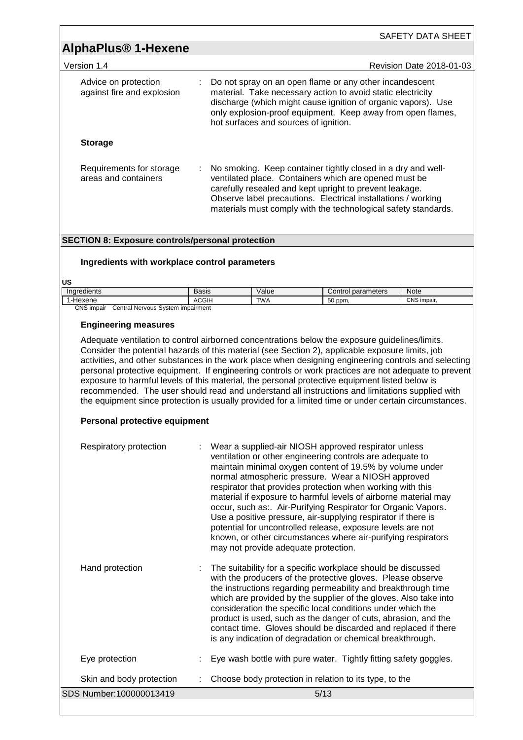Advice on protection against fire and explosion : Do not spray on an open flame or any other incandescent material. Take necessary action to avoid static electricity discharge (which might cause ignition of organic vapors). Use only explosion-proof equipment. Keep away from open flames, hot surfaces and sources of ignition.

**Storage**

Requirements for storage areas and containers : No smoking. Keep container tightly closed in a dry and well-ventilated place. Containers which are opened must be carefully resealed and kept upright to prevent leakage. Observe label precautions. Electrical installations / working materials must comply with the technological safety standards.

## SECTION 8: Exposure controls/personal protection

### Ingredients with workplace control parameters

**US**

| Ingredients | Basis | Value | Control parameters | Note |
|---|---|---|---|---|
| 1-Hexene | ACGIH | TWA | 50 ppm, | CNS impair, |

CNS impair Central Nervous System impairment

### Engineering measures

Adequate ventilation to control airborned concentrations below the exposure guidelines/limits. Consider the potential hazards of this material (see Section 2), applicable exposure limits, job activities, and other substances in the work place when designing engineering controls and selecting personal protective equipment. If engineering controls or work practices are not adequate to prevent exposure to harmful levels of this material, the personal protective equipment listed below is recommended. The user should read and understand all instructions and limitations supplied with the equipment since protection is usually provided for a limited time or under certain circumstances.

### Personal protective equipment

Respiratory protection : Wear a supplied-air NIOSH approved respirator unless ventilation or other engineering controls are adequate to maintain minimal oxygen content of 19.5% by volume under normal atmospheric pressure. Wear a NIOSH approved respirator that provides protection when working with this material if exposure to harmful levels of airborne material may occur, such as:. Air-Purifying Respirator for Organic Vapors. Use a positive pressure, air-supplying respirator if there is potential for uncontrolled release, exposure levels are not known, or other circumstances where air-purifying respirators may not provide adequate protection.

Hand protection : The suitability for a specific workplace should be discussed with the producers of the protective gloves. Please observe the instructions regarding permeability and breakthrough time which are provided by the supplier of the gloves. Also take into consideration the specific local conditions under which the product is used, such as the danger of cuts, abrasion, and the contact time. Gloves should be discarded and replaced if there is any indication of degradation or chemical breakthrough.

Eye protection : Eye wash bottle with pure water. Tightly fitting safety goggles.

Skin and body protection : Choose body protection in relation to its type, to the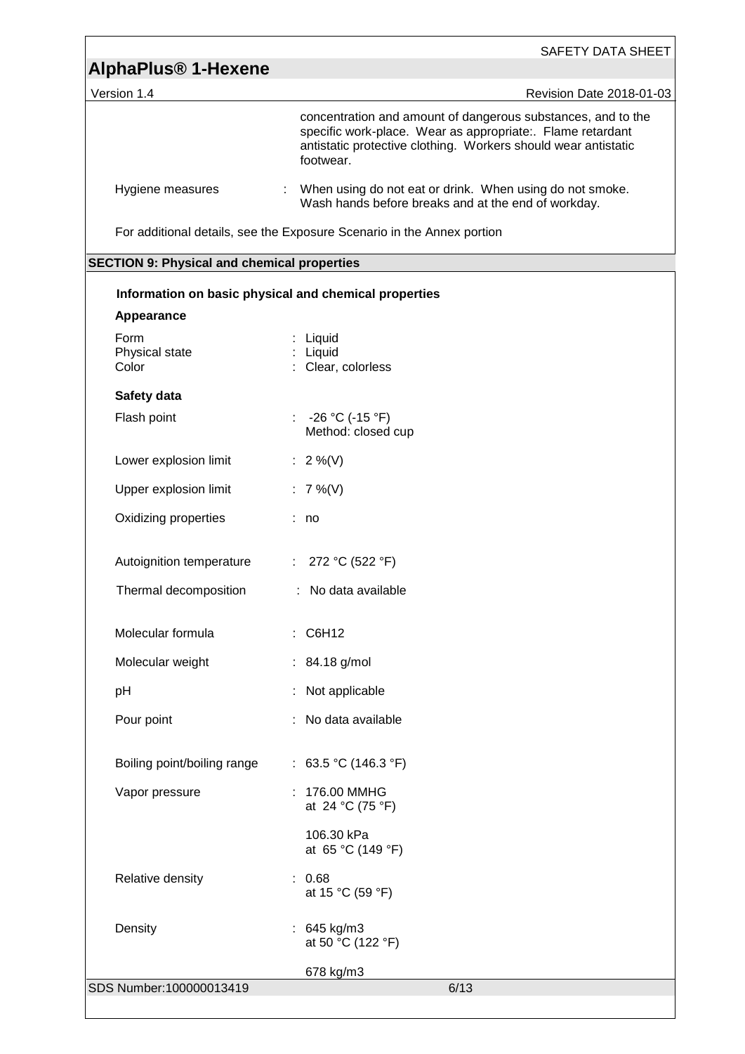concentration and amount of dangerous substances, and to the specific work-place. Wear as appropriate:. Flame retardant antistatic protective clothing. Workers should wear antistatic footwear.

| | |
|---|---|
| Hygiene measures | : When using do not eat or drink. When using do not smoke. Wash hands before breaks and at the end of workday. |

For additional details, see the Exposure Scenario in the Annex portion

## SECTION 9: Physical and chemical properties

### Information on basic physical and chemical properties

**Appearance**

| | |
|---|---|
| Form | : Liquid |
| Physical state | : Liquid |
| Color | : Clear, colorless |

**Safety data**

| | |
|---|---|
| Flash point | : -26 °C (-15 °F)<br>Method: closed cup |
| Lower explosion limit | : 2 %(V) |
| Upper explosion limit | : 7 %(V) |
| Oxidizing properties | : no |
| Autoignition temperature | : 272 °C (522 °F) |
| Thermal decomposition | : No data available |
| Molecular formula | : $C_6H_{12}$ |
| Molecular weight | : 84.18 g/mol |
| pH | : Not applicable |
| Pour point | : No data available |
| Boiling point/boiling range | : 63.5 °C (146.3 °F) |
| Vapor pressure | : 176.00 MMHG<br>at 24 °C (75 °F)<br><br>106.30 kPa<br>at 65 °C (149 °F) |
| Relative density | : 0.68<br>at 15 °C (59 °F) |
| Density | : 645 kg/m3<br>at 50 °C (122 °F)<br><br>678 kg/m3 |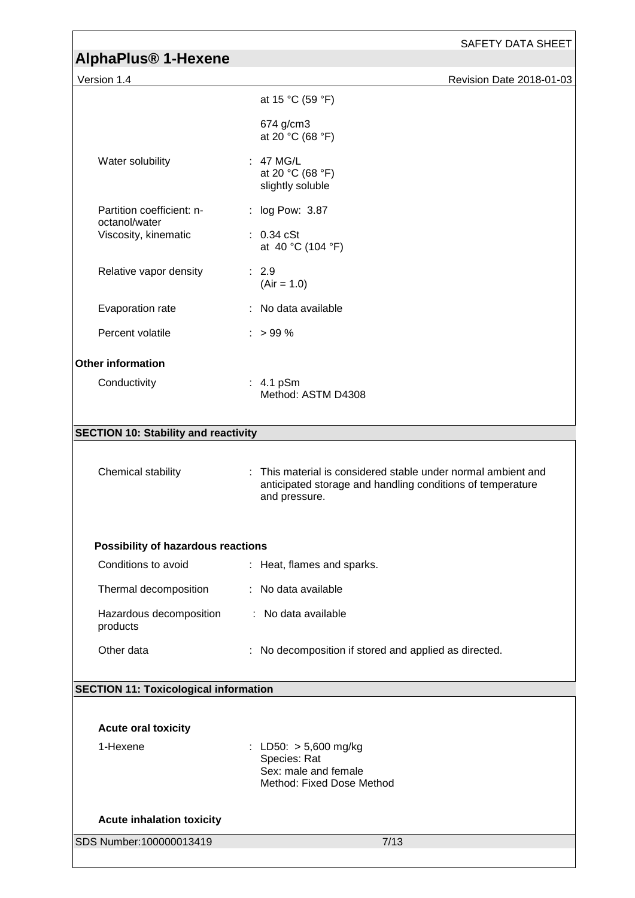| | |
|---|---|
| | at 15 °C (59 °F) |
| | 674 g/cm3<br>at 20 °C (68 °F) |
| Water solubility | : 47 MG/L<br>at 20 °C (68 °F)<br>slightly soluble |
| Partition coefficient: n-octanol/water | : log Pow: 3.87 |
| Viscosity, kinematic | : 0.34 cSt<br>at 40 °C (104 °F) |
| Relative vapor density | : 2.9<br>(Air = 1.0) |
| Evaporation rate | : No data available |
| Percent volatile | : > 99 % |

**Other information**

| | |
|---|---|
| Conductivity | : 4.1 pSm<br>Method: ASTM D4308 |

## SECTION 10: Stability and reactivity

| | |
|---|---|
| Chemical stability | : This material is considered stable under normal ambient and anticipated storage and handling conditions of temperature and pressure. |

**Possibility of hazardous reactions**

| | |
|---|---|
| Conditions to avoid | : Heat, flames and sparks. |
| Thermal decomposition | : No data available |
| Hazardous decomposition products | : No data available |
| Other data | : No decomposition if stored and applied as directed. |

## SECTION 11: Toxicological information

**Acute oral toxicity**

| | |
|---|---|
| 1-Hexene | : LD50: > 5,600 mg/kg<br>Species: Rat<br>Sex: male and female<br>Method: Fixed Dose Method |

**Acute inhalation toxicity**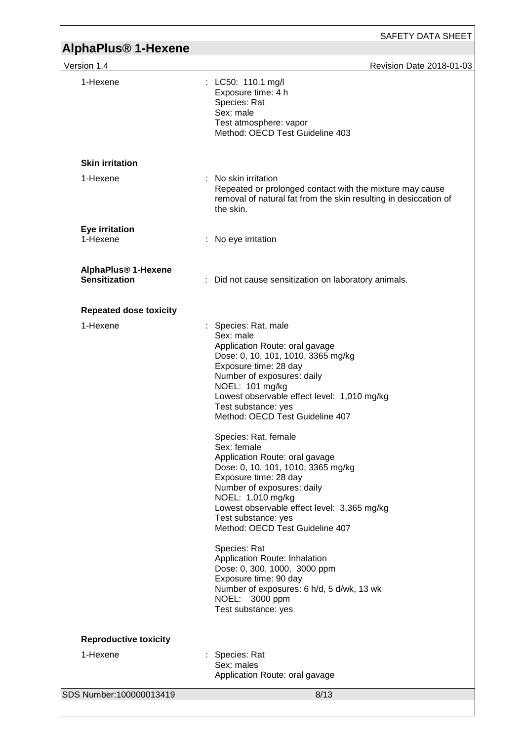| | |
|---|---|
| 1-Hexene | : LC50: 110.1 mg/l<br>Exposure time: 4 h<br>Species: Rat<br>Sex: male<br>Test atmosphere: vapor<br>Method: OECD Test Guideline 403 |

**Skin irritation**

| | |
|---|---|
| 1-Hexene | : No skin irritation<br>Repeated or prolonged contact with the mixture may cause removal of natural fat from the skin resulting in desiccation of the skin. |

**Eye irritation**

| | |
|---|---|
| 1-Hexene | : No eye irritation |

| | |
|---|---|
| **AlphaPlus® 1-Hexene**<br>**Sensitization** | : Did not cause sensitization on laboratory animals. |

**Repeated dose toxicity**

| | |
|---|---|
| 1-Hexene | : Species: Rat, male<br>Sex: male<br>Application Route: oral gavage<br>Dose: 0, 10, 101, 1010, 3365 mg/kg<br>Exposure time: 28 day<br>Number of exposures: daily<br>NOEL: 101 mg/kg<br>Lowest observable effect level: 1,010 mg/kg<br>Test substance: yes<br>Method: OECD Test Guideline 407<br><br>Species: Rat, female<br>Sex: female<br>Application Route: oral gavage<br>Dose: 0, 10, 101, 1010, 3365 mg/kg<br>Exposure time: 28 day<br>Number of exposures: daily<br>NOEL: 1,010 mg/kg<br>Lowest observable effect level: 3,365 mg/kg<br>Test substance: yes<br>Method: OECD Test Guideline 407<br><br>Species: Rat<br>Application Route: Inhalation<br>Dose: 0, 300, 1000, 3000 ppm<br>Exposure time: 90 day<br>Number of exposures: 6 h/d, 5 d/wk, 13 wk<br>NOEL: 3000 ppm<br>Test substance: yes |

**Reproductive toxicity**

| | |
|---|---|
| 1-Hexene | : Species: Rat<br>Sex: males<br>Application Route: oral gavage |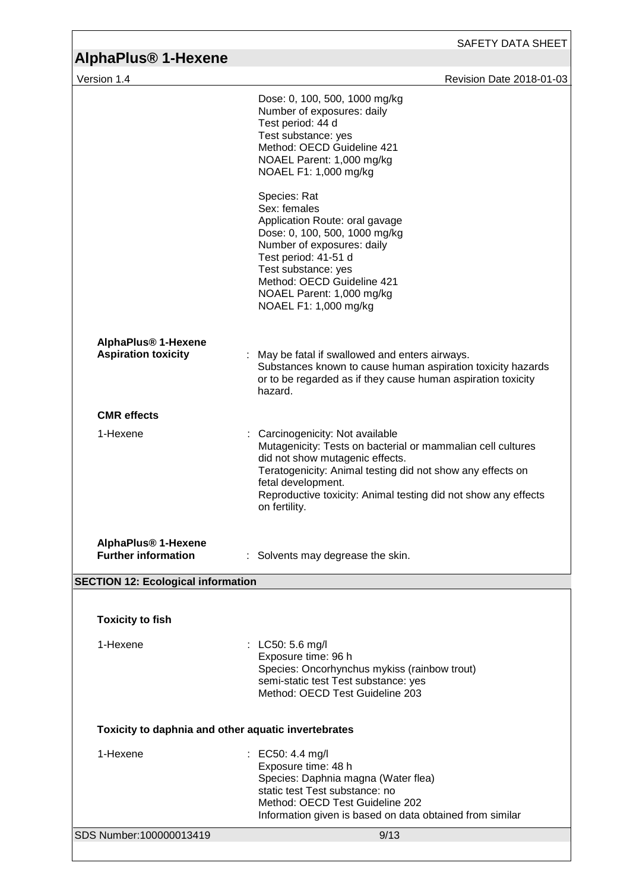Dose: 0, 100, 500, 1000 mg/kg
Number of exposures: daily
Test period: 44 d
Test substance: yes
Method: OECD Guideline 421
NOAEL Parent: 1,000 mg/kg
NOAEL F1: 1,000 mg/kg

Species: Rat
Sex: females
Application Route: oral gavage
Dose: 0, 100, 500, 1000 mg/kg
Number of exposures: daily
Test period: 41-51 d
Test substance: yes
Method: OECD Guideline 421
NOAEL Parent: 1,000 mg/kg
NOAEL F1: 1,000 mg/kg

**AlphaPlus® 1-Hexene**

**Aspiration toxicity** : May be fatal if swallowed and enters airways.
Substances known to cause human aspiration toxicity hazards or to be regarded as if they cause human aspiration toxicity hazard.

**CMR effects**

1-Hexene : Carcinogenicity: Not available
Mutagenicity: Tests on bacterial or mammalian cell cultures did not show mutagenic effects.
Teratogenicity: Animal testing did not show any effects on fetal development.
Reproductive toxicity: Animal testing did not show any effects on fertility.

**AlphaPlus® 1-Hexene**

**Further information** : Solvents may degrease the skin.

## SECTION 12: Ecological information

**Toxicity to fish**

1-Hexene : LC50: 5.6 mg/l
Exposure time: 96 h
Species: Oncorhynchus mykiss (rainbow trout)
semi-static test Test substance: yes
Method: OECD Test Guideline 203

**Toxicity to daphnia and other aquatic invertebrates**

1-Hexene : EC50: 4.4 mg/l
Exposure time: 48 h
Species: Daphnia magna (Water flea)
static test Test substance: no
Method: OECD Test Guideline 202
Information given is based on data obtained from similar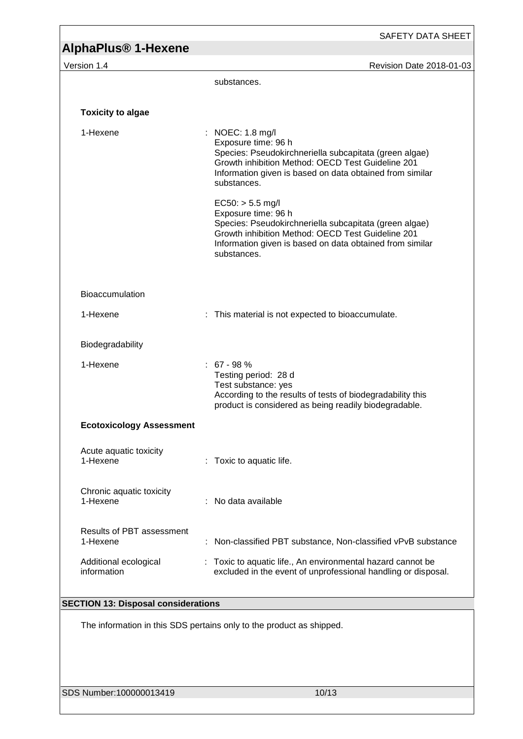substances.

**Toxicity to algae**

1-Hexene : NOEC: 1.8 mg/l
Exposure time: 96 h
Species: Pseudokirchneriella subcapitata (green algae)
Growth inhibition Method: OECD Test Guideline 201
Information given is based on data obtained from similar substances.

EC50: > 5.5 mg/l
Exposure time: 96 h
Species: Pseudokirchneriella subcapitata (green algae)
Growth inhibition Method: OECD Test Guideline 201
Information given is based on data obtained from similar substances.

Bioaccumulation

1-Hexene : This material is not expected to bioaccumulate.

Biodegradability

1-Hexene : 67 - 98 %
Testing period: 28 d
Test substance: yes
According to the results of tests of biodegradability this product is considered as being readily biodegradable.

**Ecotoxicology Assessment**

Acute aquatic toxicity
1-Hexene : Toxic to aquatic life.

Chronic aquatic toxicity
1-Hexene : No data available

Results of PBT assessment
1-Hexene : Non-classified PBT substance, Non-classified vPvB substance

Additional ecological information : Toxic to aquatic life., An environmental hazard cannot be excluded in the event of unprofessional handling or disposal.

## SECTION 13: Disposal considerations

The information in this SDS pertains only to the product as shipped.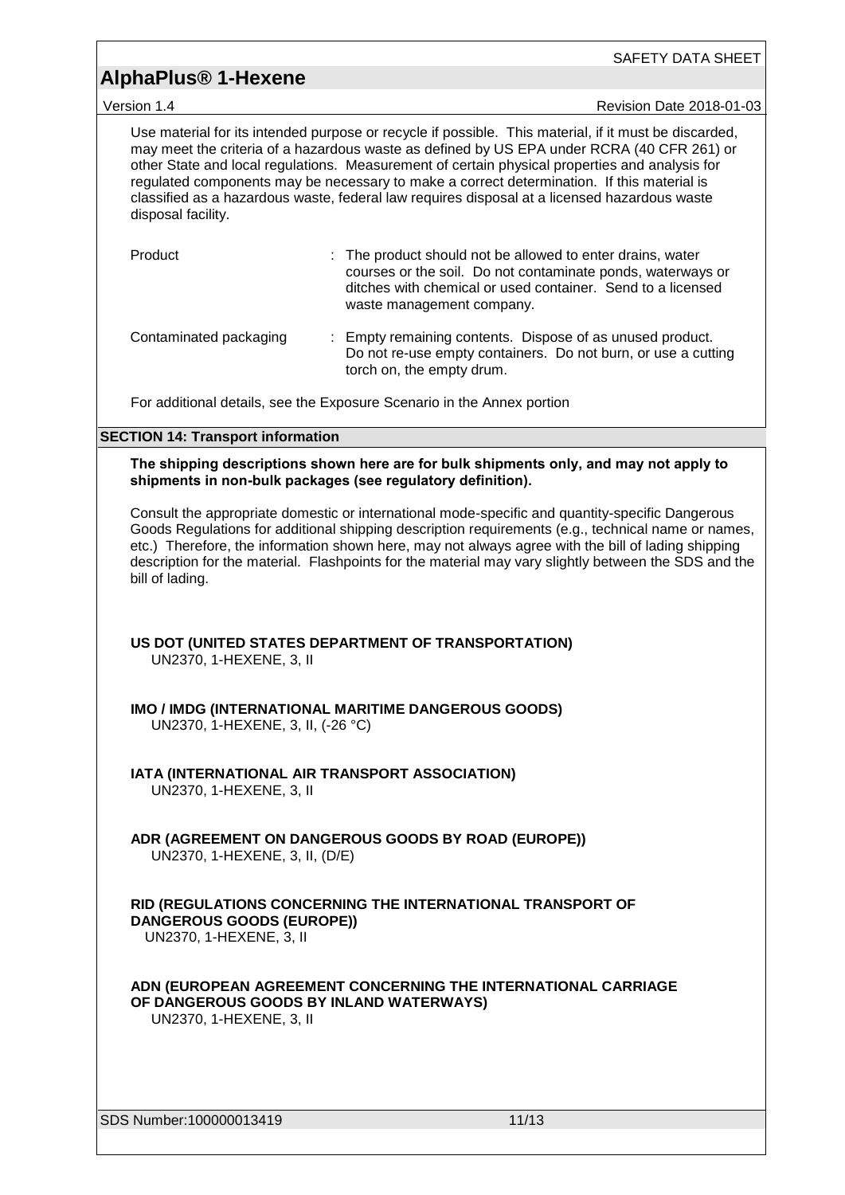Use material for its intended purpose or recycle if possible. This material, if it must be discarded, may meet the criteria of a hazardous waste as defined by US EPA under RCRA (40 CFR 261) or other State and local regulations. Measurement of certain physical properties and analysis for regulated components may be necessary to make a correct determination. If this material is classified as a hazardous waste, federal law requires disposal at a licensed hazardous waste disposal facility.

| | |
|---|---|
| Product | : The product should not be allowed to enter drains, water courses or the soil. Do not contaminate ponds, waterways or ditches with chemical or used container. Send to a licensed waste management company. |
| Contaminated packaging | : Empty remaining contents. Dispose of as unused product. Do not re-use empty containers. Do not burn, or use a cutting torch on, the empty drum. |

For additional details, see the Exposure Scenario in the Annex portion

## SECTION 14: Transport information

**The shipping descriptions shown here are for bulk shipments only, and may not apply to shipments in non-bulk packages (see regulatory definition).**

Consult the appropriate domestic or international mode-specific and quantity-specific Dangerous Goods Regulations for additional shipping description requirements (e.g., technical name or names, etc.) Therefore, the information shown here, may not always agree with the bill of lading shipping description for the material. Flashpoints for the material may vary slightly between the SDS and the bill of lading.

**US DOT (UNITED STATES DEPARTMENT OF TRANSPORTATION)**
UN2370, 1-HEXENE, 3, II

**IMO / IMDG (INTERNATIONAL MARITIME DANGEROUS GOODS)**
UN2370, 1-HEXENE, 3, II, (-26 °C)

**IATA (INTERNATIONAL AIR TRANSPORT ASSOCIATION)**
UN2370, 1-HEXENE, 3, II

**ADR (AGREEMENT ON DANGEROUS GOODS BY ROAD (EUROPE))**
UN2370, 1-HEXENE, 3, II, (D/E)

**RID (REGULATIONS CONCERNING THE INTERNATIONAL TRANSPORT OF DANGEROUS GOODS (EUROPE))**
UN2370, 1-HEXENE, 3, II

**ADN (EUROPEAN AGREEMENT CONCERNING THE INTERNATIONAL CARRIAGE OF DANGEROUS GOODS BY INLAND WATERWAYS)**
UN2370, 1-HEXENE, 3, II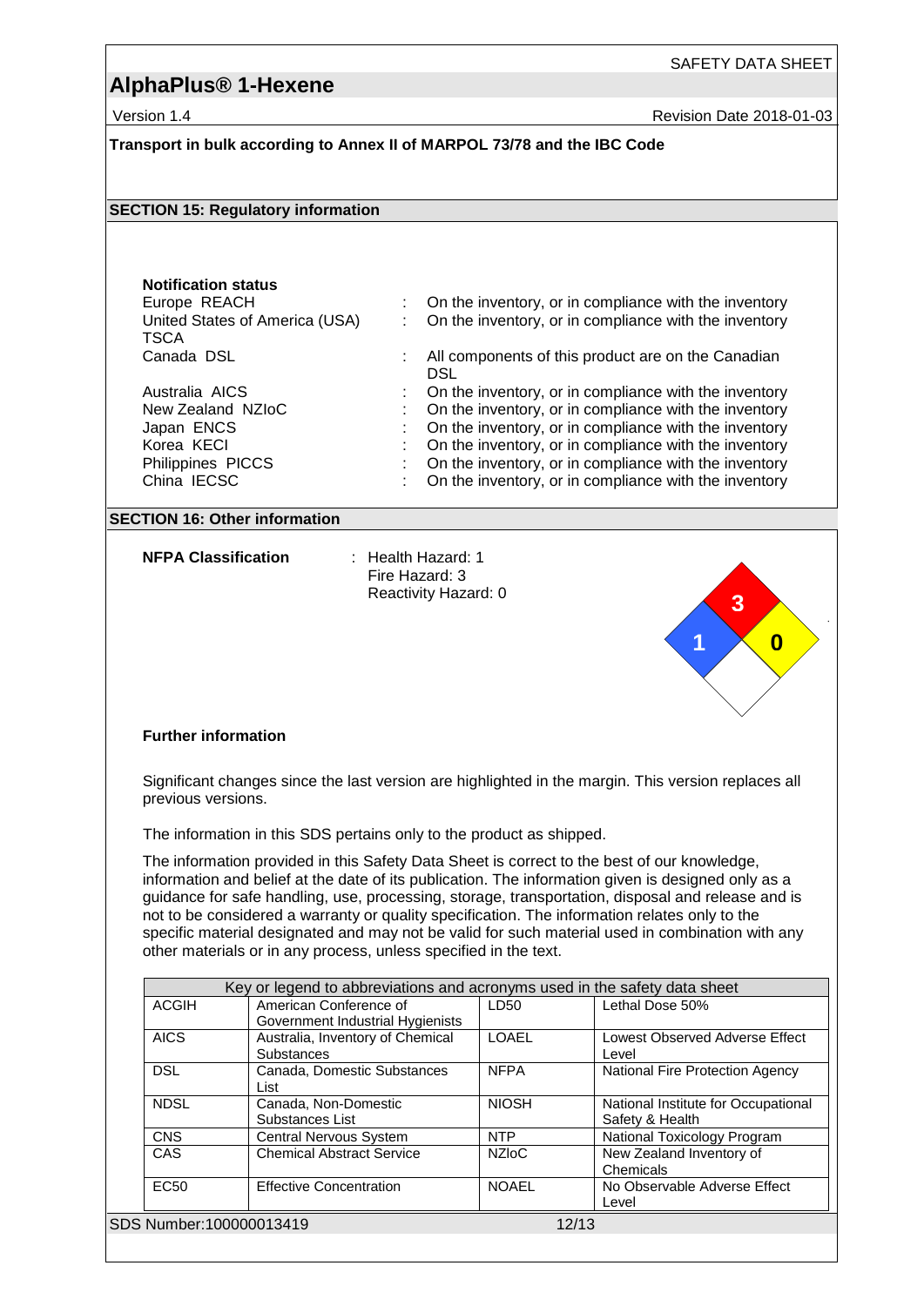**Transport in bulk according to Annex II of MARPOL 73/78 and the IBC Code**

## SECTION 15: Regulatory information

**Notification status**

| | | |
|---|---|---|
| Europe REACH | : | On the inventory, or in compliance with the inventory |
| United States of America (USA) TSCA | : | On the inventory, or in compliance with the inventory |
| Canada DSL | : | All components of this product are on the Canadian DSL |
| Australia AICS | : | On the inventory, or in compliance with the inventory |
| New Zealand NZIoC | : | On the inventory, or in compliance with the inventory |
| Japan ENCS | : | On the inventory, or in compliance with the inventory |
| Korea KECI | : | On the inventory, or in compliance with the inventory |
| Philippines PICCS | : | On the inventory, or in compliance with the inventory |
| China IECSC | : | On the inventory, or in compliance with the inventory |

## SECTION 16: Other information

**NFPA Classification** : Health Hazard: 1
Fire Hazard: 3
Reactivity Hazard: 0

**Further information**

Significant changes since the last version are highlighted in the margin. This version replaces all previous versions.

The information in this SDS pertains only to the product as shipped.

The information provided in this Safety Data Sheet is correct to the best of our knowledge, information and belief at the date of its publication. The information given is designed only as a guidance for safe handling, use, processing, storage, transportation, disposal and release and is not to be considered a warranty or quality specification. The information relates only to the specific material designated and may not be valid for such material used in combination with any other materials or in any process, unless specified in the text.

| Key or legend to abbreviations and acronyms used in the safety data sheet | | | |
|---|---|---|---|
| ACGIH | American Conference of Government Industrial Hygienists | LD50 | Lethal Dose 50% |
| AICS | Australia, Inventory of Chemical Substances | LOAEL | Lowest Observed Adverse Effect Level |
| DSL | Canada, Domestic Substances List | NFPA | National Fire Protection Agency |
| NDSL | Canada, Non-Domestic Substances List | NIOSH | National Institute for Occupational Safety & Health |
| CNS | Central Nervous System | NTP | National Toxicology Program |
| CAS | Chemical Abstract Service | NZIoC | New Zealand Inventory of Chemicals |
| EC50 | Effective Concentration | NOAEL | No Observable Adverse Effect Level |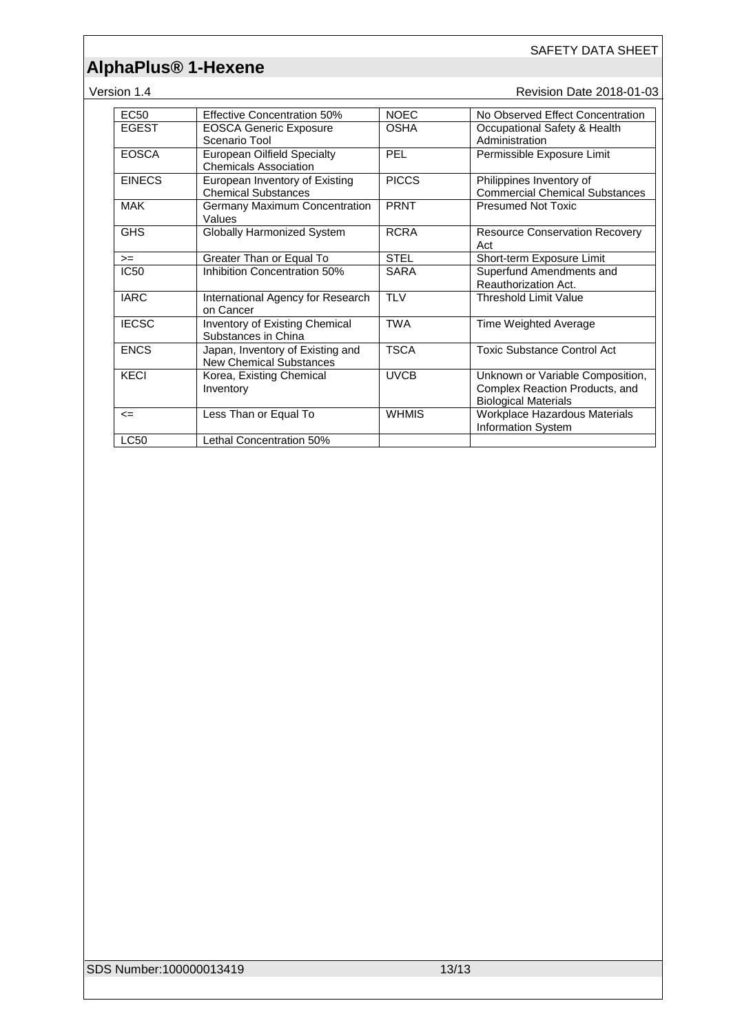| | | | |
|---|---|---|---|
| EC50 | Effective Concentration 50% | NOEC | No Observed Effect Concentration |
| EGEST | EOSCA Generic Exposure Scenario Tool | OSHA | Occupational Safety & Health Administration |
| EOSCA | European Oilfield Specialty Chemicals Association | PEL | Permissible Exposure Limit |
| EINECS | European Inventory of Existing Chemical Substances | PICCS | Philippines Inventory of Commercial Chemical Substances |
| MAK | Germany Maximum Concentration Values | PRNT | Presumed Not Toxic |
| GHS | Globally Harmonized System | RCRA | Resource Conservation Recovery Act |
| >= | Greater Than or Equal To | STEL | Short-term Exposure Limit |
| IC50 | Inhibition Concentration 50% | SARA | Superfund Amendments and Reauthorization Act. |
| IARC | International Agency for Research on Cancer | TLV | Threshold Limit Value |
| IECSC | Inventory of Existing Chemical Substances in China | TWA | Time Weighted Average |
| ENCS | Japan, Inventory of Existing and New Chemical Substances | TSCA | Toxic Substance Control Act |
| KECI | Korea, Existing Chemical Inventory | UVCB | Unknown or Variable Composition, Complex Reaction Products, and Biological Materials |
| <= | Less Than or Equal To | WHMIS | Workplace Hazardous Materials Information System |
| LC50 | Lethal Concentration 50% | | |